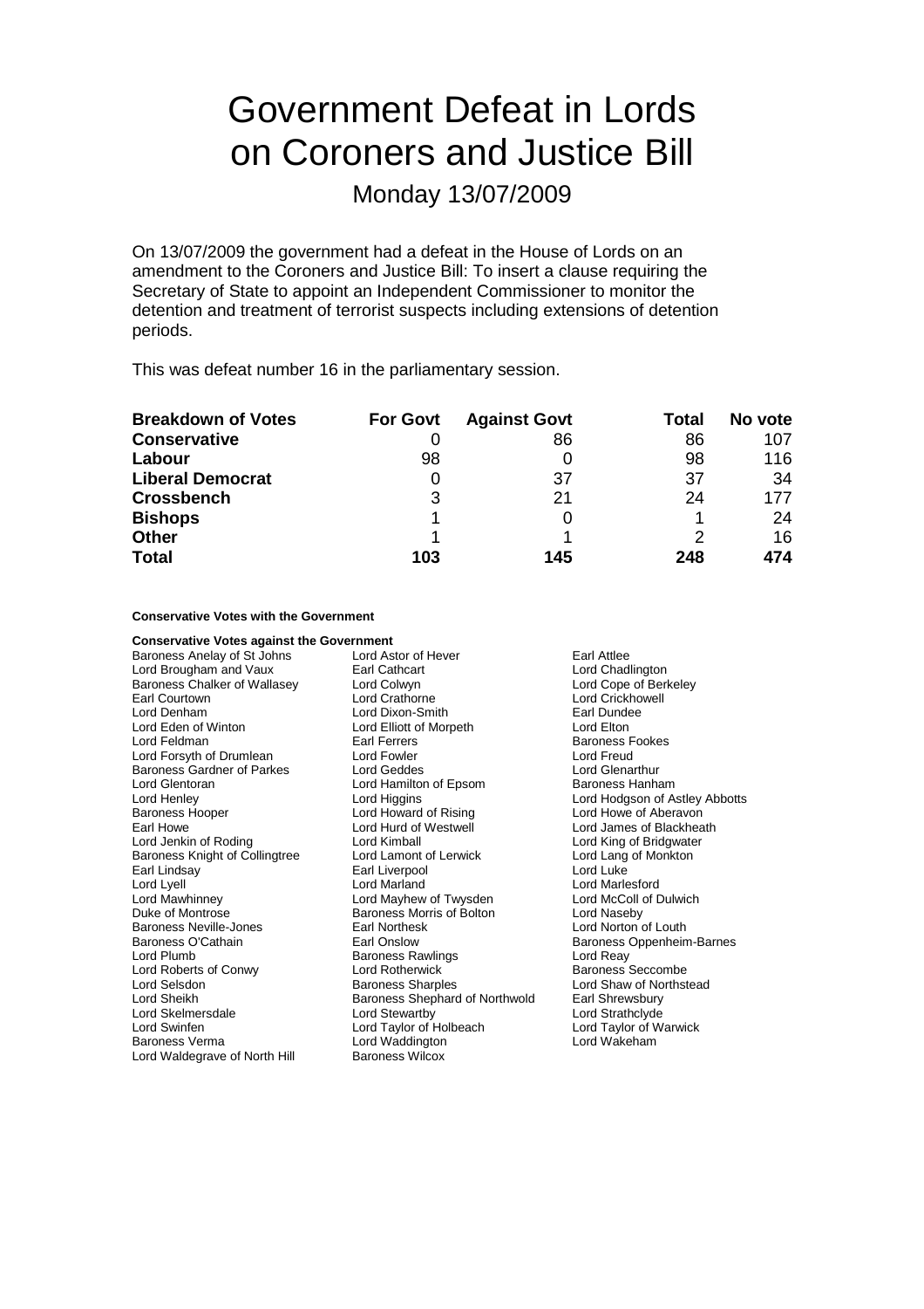# Government Defeat in Lords on Coroners and Justice Bill

Monday 13/07/2009

On 13/07/2009 the government had a defeat in the House of Lords on an amendment to the Coroners and Justice Bill: To insert a clause requiring the Secretary of State to appoint an Independent Commissioner to monitor the detention and treatment of terrorist suspects including extensions of detention periods.

This was defeat number 16 in the parliamentary session.

| Breakdown of Votes | For Govt | Against Govt | Total | No vote |
|---|---|---|---|---|
| **Conservative** | 0 | 86 | 86 | 107 |
| **Labour** | 98 | 0 | 98 | 116 |
| **Liberal Democrat** | 0 | 37 | 37 | 34 |
| **Crossbench** | 3 | 21 | 24 | 177 |
| **Bishops** | 1 | 0 | 1 | 24 |
| **Other** | 1 | 1 | 2 | 16 |
| **Total** | **103** | **145** | **248** | **474** |

**Conservative Votes with the Government**

**Conservative Votes against the Government**

Baroness Anelay of St Johns
Lord Astor of Hever
Earl Attlee
Lord Brougham and Vaux
Earl Cathcart
Lord Chadlington
Baroness Chalker of Wallasey
Lord Colwyn
Lord Cope of Berkeley
Earl Courtown
Lord Crathorne
Lord Crickhowell
Lord Denham
Lord Dixon-Smith
Earl Dundee
Lord Eden of Winton
Lord Elliott of Morpeth
Lord Elton
Lord Feldman
Earl Ferrers
Baroness Fookes
Lord Forsyth of Drumlean
Lord Fowler
Lord Freud
Baroness Gardner of Parkes
Lord Geddes
Lord Glenarthur
Lord Glentoran
Lord Hamilton of Epsom
Baroness Hanham
Lord Henley
Lord Higgins
Lord Hodgson of Astley Abbotts
Baroness Hooper
Lord Howard of Rising
Lord Howe of Aberavon
Earl Howe
Lord Hurd of Westwell
Lord James of Blackheath
Lord Jenkin of Roding
Lord Kimball
Lord King of Bridgwater
Baroness Knight of Collingtree
Lord Lamont of Lerwick
Lord Lang of Monkton
Earl Lindsay
Earl Liverpool
Lord Luke
Lord Lyell
Lord Marland
Lord Marlesford
Lord Mawhinney
Lord Mayhew of Twysden
Lord McColl of Dulwich
Duke of Montrose
Baroness Morris of Bolton
Lord Naseby
Baroness Neville-Jones
Earl Northesk
Lord Norton of Louth
Baroness O'Cathain
Earl Onslow
Baroness Oppenheim-Barnes
Lord Plumb
Baroness Rawlings
Lord Reay
Lord Roberts of Conwy
Lord Rotherwick
Baroness Seccombe
Lord Selsdon
Baroness Sharples
Lord Shaw of Northstead
Lord Sheikh
Baroness Shephard of Northwold
Earl Shrewsbury
Lord Skelmersdale
Lord Stewartby
Lord Strathclyde
Lord Swinfen
Lord Taylor of Holbeach
Lord Taylor of Warwick
Baroness Verma
Lord Waddington
Lord Wakeham
Lord Waldegrave of North Hill
Baroness Wilcox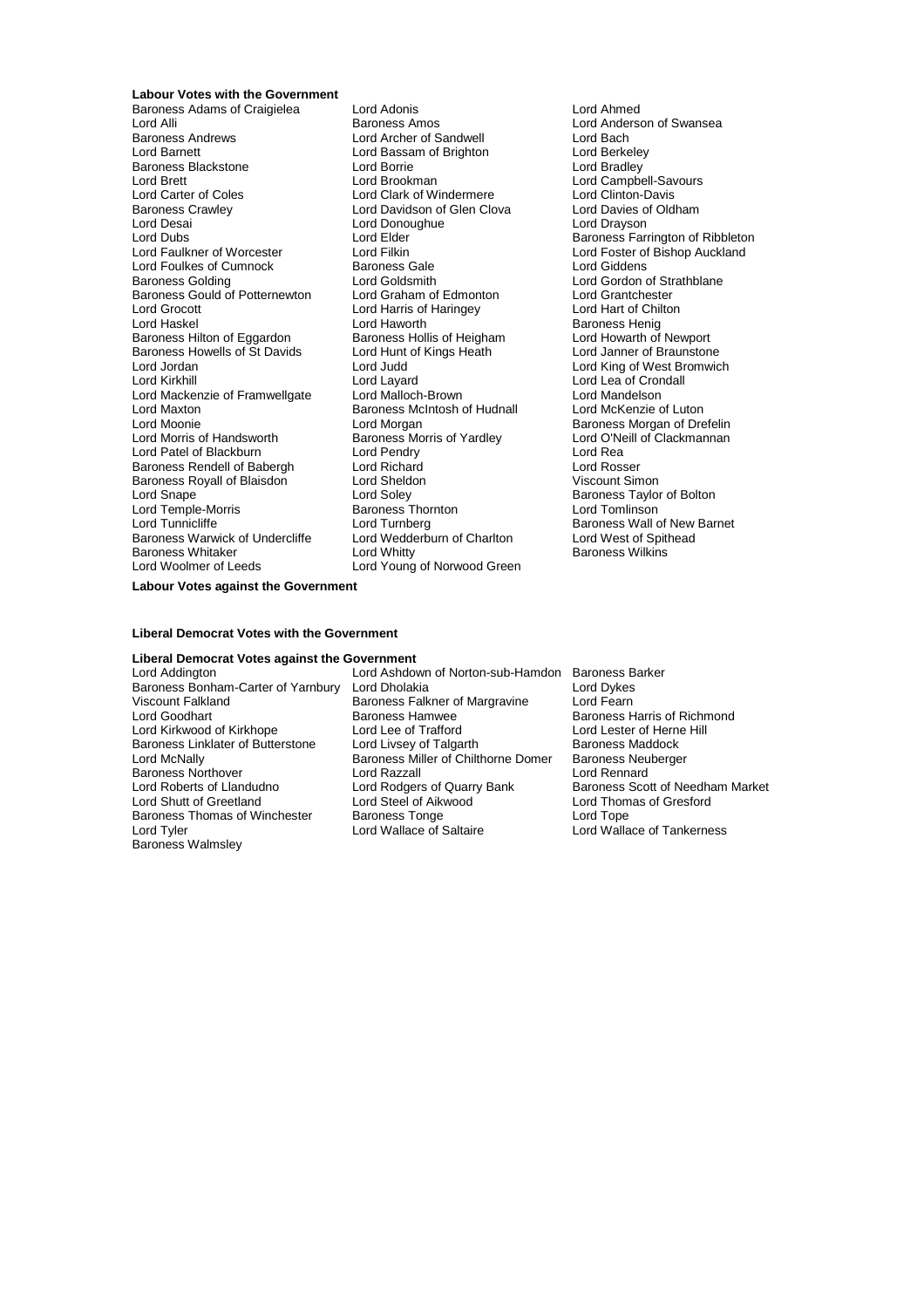**Labour Votes with the Government**

Baroness Adams of Craigielea
Lord Adonis
Lord Ahmed
Lord Alli
Baroness Amos
Lord Anderson of Swansea
Baroness Andrews
Lord Archer of Sandwell
Lord Bach
Lord Barnett
Lord Bassam of Brighton
Lord Berkeley
Baroness Blackstone
Lord Borrie
Lord Bradley
Lord Brett
Lord Brookman
Lord Campbell-Savours
Lord Carter of Coles
Lord Clark of Windermere
Lord Clinton-Davis
Baroness Crawley
Lord Davidson of Glen Clova
Lord Davies of Oldham
Lord Desai
Lord Donoughue
Lord Drayson
Lord Dubs
Lord Elder
Baroness Farrington of Ribbleton
Lord Faulkner of Worcester
Lord Filkin
Lord Foster of Bishop Auckland
Lord Foulkes of Cumnock
Baroness Gale
Lord Giddens
Baroness Golding
Lord Goldsmith
Lord Gordon of Strathblane
Baroness Gould of Potternewton
Lord Graham of Edmonton
Lord Grantchester
Lord Grocott
Lord Harris of Haringey
Lord Hart of Chilton
Lord Haskel
Lord Haworth
Baroness Henig
Baroness Hilton of Eggardon
Baroness Hollis of Heigham
Lord Howarth of Newport
Baroness Howells of St Davids
Lord Hunt of Kings Heath
Lord Janner of Braunstone
Lord Jordan
Lord Judd
Lord King of West Bromwich
Lord Kirkhill
Lord Layard
Lord Lea of Crondall
Lord Mackenzie of Framwellgate
Lord Malloch-Brown
Lord Mandelson
Lord Maxton
Baroness McIntosh of Hudnall
Lord McKenzie of Luton
Lord Moonie
Lord Morgan
Baroness Morgan of Drefelin
Lord Morris of Handsworth
Baroness Morris of Yardley
Lord O'Neill of Clackmannan
Lord Patel of Blackburn
Lord Pendry
Lord Rea
Baroness Rendell of Babergh
Lord Richard
Lord Rosser
Baroness Royall of Blaisdon
Lord Sheldon
Viscount Simon
Lord Snape
Lord Soley
Baroness Taylor of Bolton
Lord Temple-Morris
Baroness Thornton
Lord Tomlinson
Lord Tunnicliffe
Lord Turnberg
Baroness Wall of New Barnet
Baroness Warwick of Undercliffe
Lord Wedderburn of Charlton
Lord West of Spithead
Baroness Whitaker
Lord Whitty
Baroness Wilkins
Lord Woolmer of Leeds
Lord Young of Norwood Green

**Labour Votes against the Government**

**Liberal Democrat Votes with the Government**

**Liberal Democrat Votes against the Government**

Lord Addington
Lord Ashdown of Norton-sub-Hamdon
Baroness Barker
Baroness Bonham-Carter of Yarnbury
Lord Dholakia
Lord Dykes
Viscount Falkland
Baroness Falkner of Margravine
Lord Fearn
Lord Goodhart
Baroness Hamwee
Baroness Harris of Richmond
Lord Kirkwood of Kirkhope
Lord Lee of Trafford
Lord Lester of Herne Hill
Baroness Linklater of Butterstone
Lord Livsey of Talgarth
Baroness Maddock
Lord McNally
Baroness Miller of Chilthorne Domer
Baroness Neuberger
Baroness Northover
Lord Razzall
Lord Rennard
Lord Roberts of Llandudno
Lord Rodgers of Quarry Bank
Baroness Scott of Needham Market
Lord Shutt of Greetland
Lord Steel of Aikwood
Lord Thomas of Gresford
Baroness Thomas of Winchester
Baroness Tonge
Lord Tope
Lord Tyler
Lord Wallace of Saltaire
Lord Wallace of Tankerness
Baroness Walmsley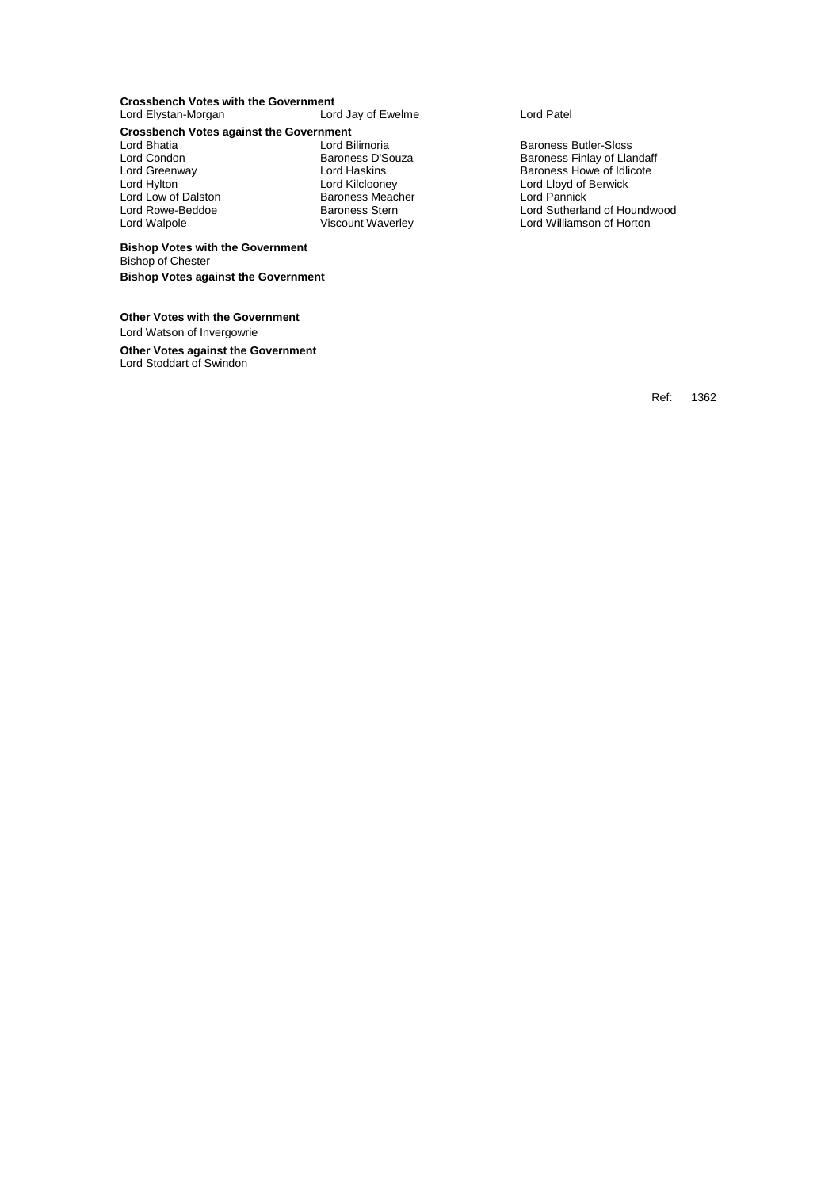**Crossbench Votes with the Government**

Lord Elystan-Morgan
Lord Jay of Ewelme
Lord Patel

**Crossbench Votes against the Government**

Lord Bhatia
Lord Bilimoria
Baroness Butler-Sloss
Lord Condon
Baroness D'Souza
Baroness Finlay of Llandaff
Lord Greenway
Lord Haskins
Baroness Howe of Idlicote
Lord Hylton
Lord Kilclooney
Lord Lloyd of Berwick
Lord Low of Dalston
Baroness Meacher
Lord Pannick
Lord Rowe-Beddoe
Baroness Stern
Lord Sutherland of Houndwood
Lord Walpole
Viscount Waverley
Lord Williamson of Horton

**Bishop Votes with the Government**

Bishop of Chester

**Bishop Votes against the Government**

**Other Votes with the Government**

Lord Watson of Invergowrie

**Other Votes against the Government**

Lord Stoddart of Swindon

Ref: 1362